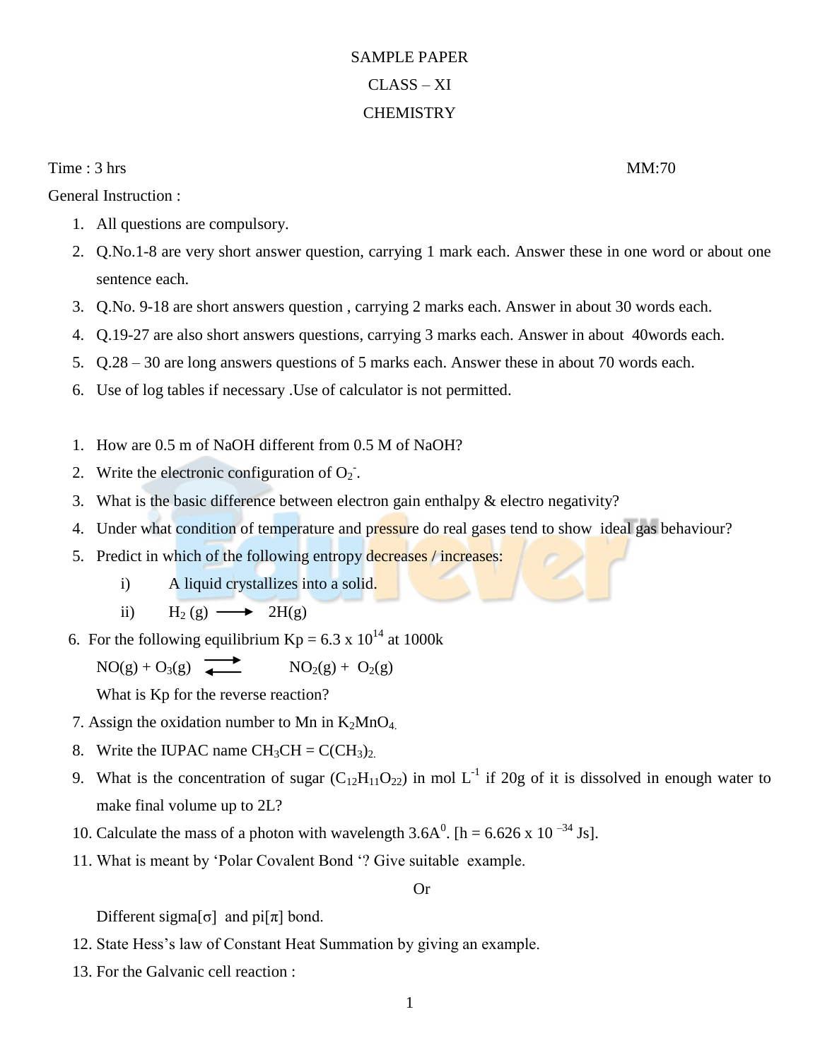# SAMPLE PAPER

## CLASS – XI

## CHEMISTRY

Time : 3 hrs MM:70

General Instruction :

1. All questions are compulsory.
2. Q.No.1-8 are very short answer question, carrying 1 mark each. Answer these in one word or about one sentence each.
3. Q.No. 9-18 are short answers question , carrying 2 marks each. Answer in about 30 words each.
4. Q.19-27 are also short answers questions, carrying 3 marks each. Answer in about 40words each.
5. Q.28 – 30 are long answers questions of 5 marks each. Answer these in about 70 words each.
6. Use of log tables if necessary .Use of calculator is not permitted.

1. How are 0.5 m of NaOH different from 0.5 M of NaOH?
2. Write the electronic configuration of $O_2^-$.
3. What is the basic difference between electron gain enthalpy & electro negativity?
4. Under what condition of temperature and pressure do real gases tend to show ideal gas behaviour?
5. Predict in which of the following entropy decreases / increases:
   i) A liquid crystallizes into a solid.
   ii) $H_2(g) \longrightarrow 2H(g)$
6. For the following equilibrium Kp = 6.3 x $10^{14}$ at 1000k
   $$NO(g) + O_3(g) \rightleftharpoons NO_2(g) + O_2(g)$$
   What is Kp for the reverse reaction?
7. Assign the oxidation number to Mn in $K_2MnO_4$.
8. Write the IUPAC name $CH_3CH = C(CH_3)_2$.
9. What is the concentration of sugar ($C_{12}H_{11}O_{22}$) in mol $L^{-1}$ if 20g of it is dissolved in enough water to make final volume up to 2L?
10. Calculate the mass of a photon with wavelength 3.6A$^0$. [h = 6.626 x $10^{-34}$ Js].
11. What is meant by 'Polar Covalent Bond '? Give suitable example.

    Or

    Different sigma[σ] and pi[π] bond.
12. State Hess's law of Constant Heat Summation by giving an example.
13. For the Galvanic cell reaction :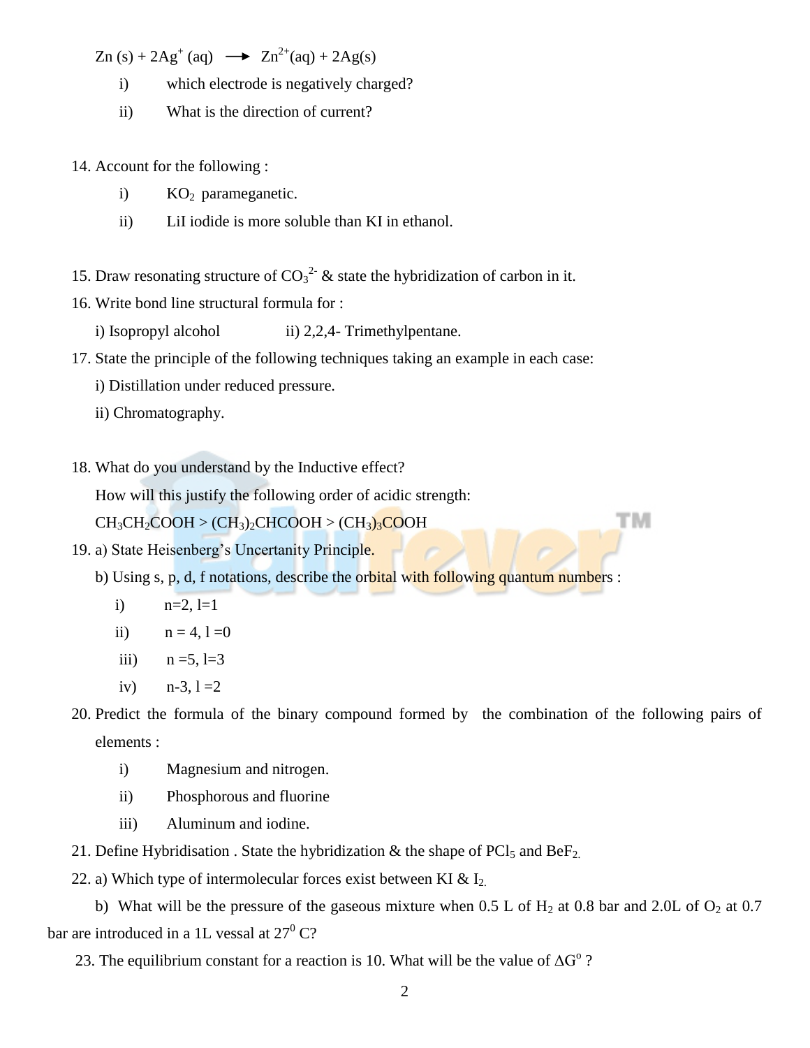$Zn (s) + 2Ag^+ (aq) \longrightarrow Zn^{2+}(aq) + 2Ag(s)$

i) which electrode is negatively charged?

ii) What is the direction of current?

14. Account for the following :

i) $KO_2$ parameganetic.

ii) LiI iodide is more soluble than KI in ethanol.

15. Draw resonating structure of $CO_3^{2-}$ & state the hybridization of carbon in it.

16. Write bond line structural formula for :

i) Isopropyl alcohol    ii) 2,2,4- Trimethylpentane.

17. State the principle of the following techniques taking an example in each case:

i) Distillation under reduced pressure.

ii) Chromatography.

18. What do you understand by the Inductive effect?

How will this justify the following order of acidic strength:

$CH_3CH_2COOH > (CH_3)_2CHCOOH > (CH_3)_3COOH$

19. a) State Heisenberg's Uncertainty Principle.

b) Using s, p, d, f notations, describe the orbital with following quantum numbers :

i) n=2, l=1

ii) n = 4, l =0

iii) n =5, l=3

iv) n-3, l =2

20. Predict the formula of the binary compound formed by the combination of the following pairs of elements :

i) Magnesium and nitrogen.

ii) Phosphorous and fluorine

iii) Aluminum and iodine.

21. Define Hybridisation . State the hybridization & the shape of $PCl_5$ and $BeF_2$.

22. a) Which type of intermolecular forces exist between KI & $I_2$.

b) What will be the pressure of the gaseous mixture when 0.5 L of $H_2$ at 0.8 bar and 2.0L of $O_2$ at 0.7 bar are introduced in a 1L vessal at $27^0$ C?

23. The equilibrium constant for a reaction is 10. What will be the value of $\Delta G^o$ ?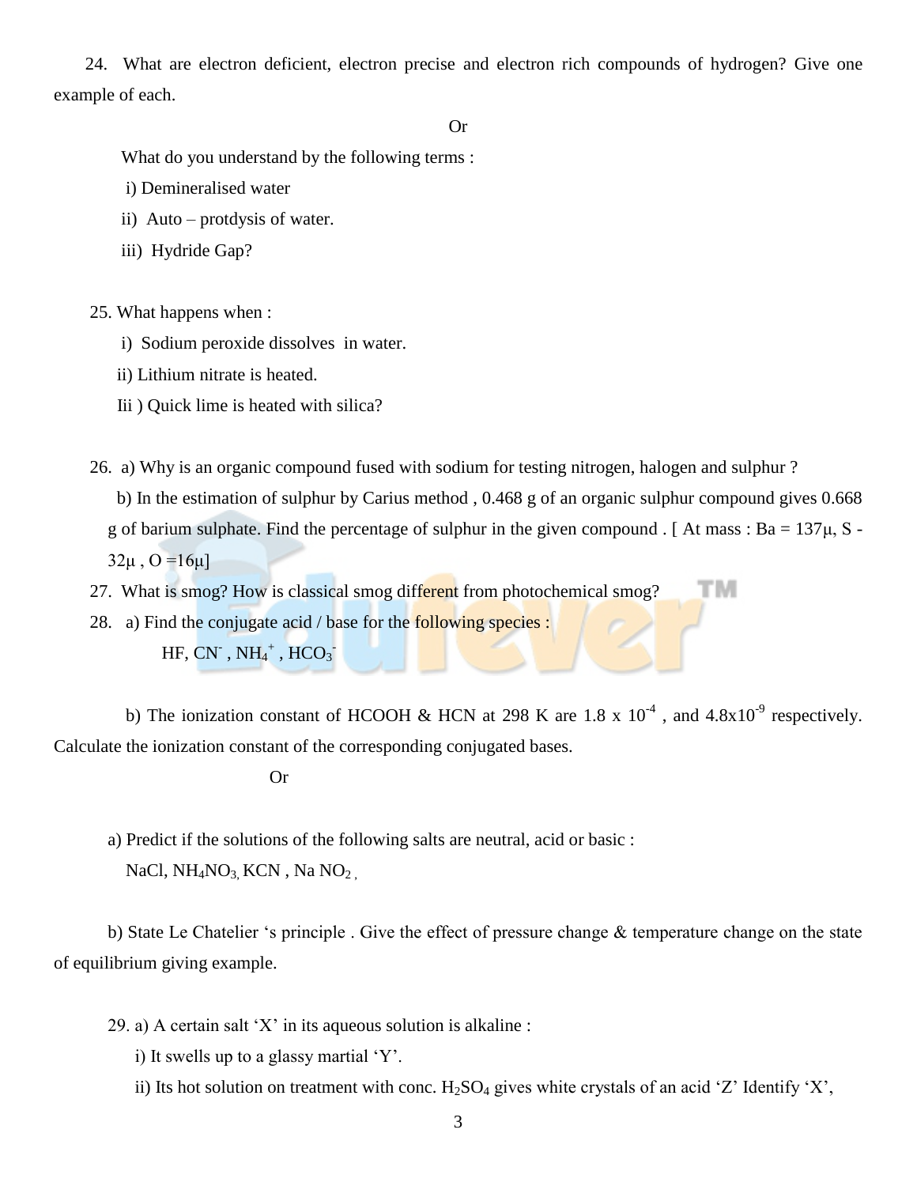24. What are electron deficient, electron precise and electron rich compounds of hydrogen? Give one example of each.

Or

What do you understand by the following terms :

i) Demineralised water

ii) Auto – protdysis of water.

iii) Hydride Gap?

25. What happens when :

i) Sodium peroxide dissolves in water.

ii) Lithium nitrate is heated.

Iii ) Quick lime is heated with silica?

26. a) Why is an organic compound fused with sodium for testing nitrogen, halogen and sulphur ?

b) In the estimation of sulphur by Carius method , 0.468 g of an organic sulphur compound gives 0.668 g of barium sulphate. Find the percentage of sulphur in the given compound . [ At mass : Ba = 137μ, S - 32μ , O =16μ]

27. What is smog? How is classical smog different from photochemical smog?

28. a) Find the conjugate acid / base for the following species :

$HF$, $CN^-$ , $NH_4^+$ , $HCO_3^-$

b) The ionization constant of HCOOH & HCN at 298 K are $1.8 \times 10^{-4}$ , and $4.8 \times 10^{-9}$ respectively. Calculate the ionization constant of the corresponding conjugated bases.

Or

a) Predict if the solutions of the following salts are neutral, acid or basic :

$NaCl$, $NH_4NO_3$, $KCN$ , $NaNO_2$ ,

b) State Le Chatelier 's principle . Give the effect of pressure change & temperature change on the state of equilibrium giving example.

29. a) A certain salt 'X' in its aqueous solution is alkaline :

i) It swells up to a glassy martial 'Y'.

ii) Its hot solution on treatment with conc. $H_2SO_4$ gives white crystals of an acid 'Z' Identify 'X',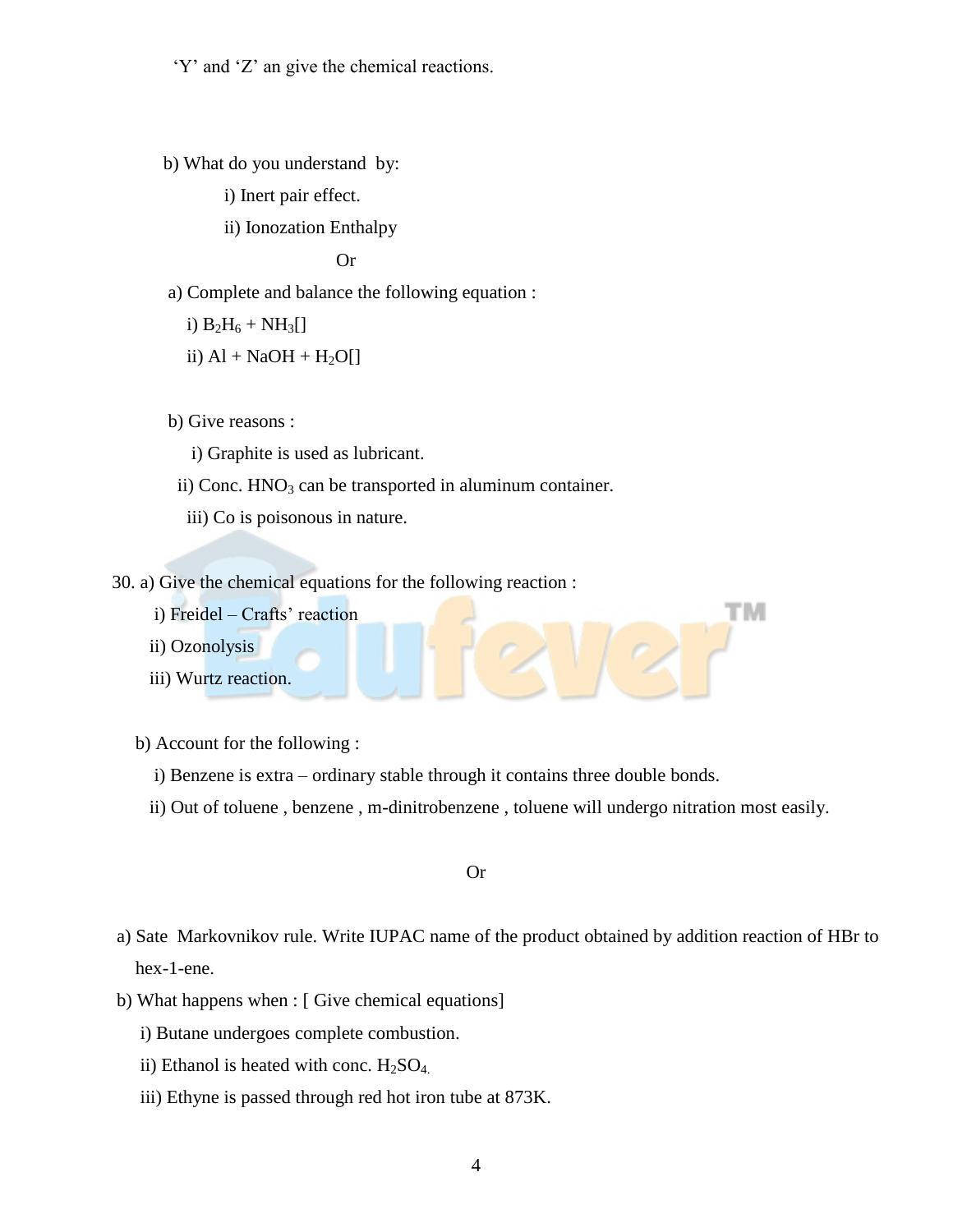'Y' and 'Z' an give the chemical reactions.

b) What do you understand by:

i) Inert pair effect.

ii) Ionozation Enthalpy

Or

a) Complete and balance the following equation :

i) $B_2H_6 + NH_3$[]

ii) $Al + NaOH + H_2O$[]

b) Give reasons :

i) Graphite is used as lubricant.

ii) Conc. $HNO_3$ can be transported in aluminum container.

iii) Co is poisonous in nature.

30. a) Give the chemical equations for the following reaction :

i) Freidel – Crafts' reaction

ii) Ozonolysis

iii) Wurtz reaction.

b) Account for the following :

i) Benzene is extra – ordinary stable through it contains three double bonds.

ii) Out of toluene , benzene , m-dinitrobenzene , toluene will undergo nitration most easily.

Or

a) Sate Markovnikov rule. Write IUPAC name of the product obtained by addition reaction of HBr to hex-1-ene.

b) What happens when : [ Give chemical equations]

i) Butane undergoes complete combustion.

ii) Ethanol is heated with conc. $H_2SO_4$.

iii) Ethyne is passed through red hot iron tube at 873K.